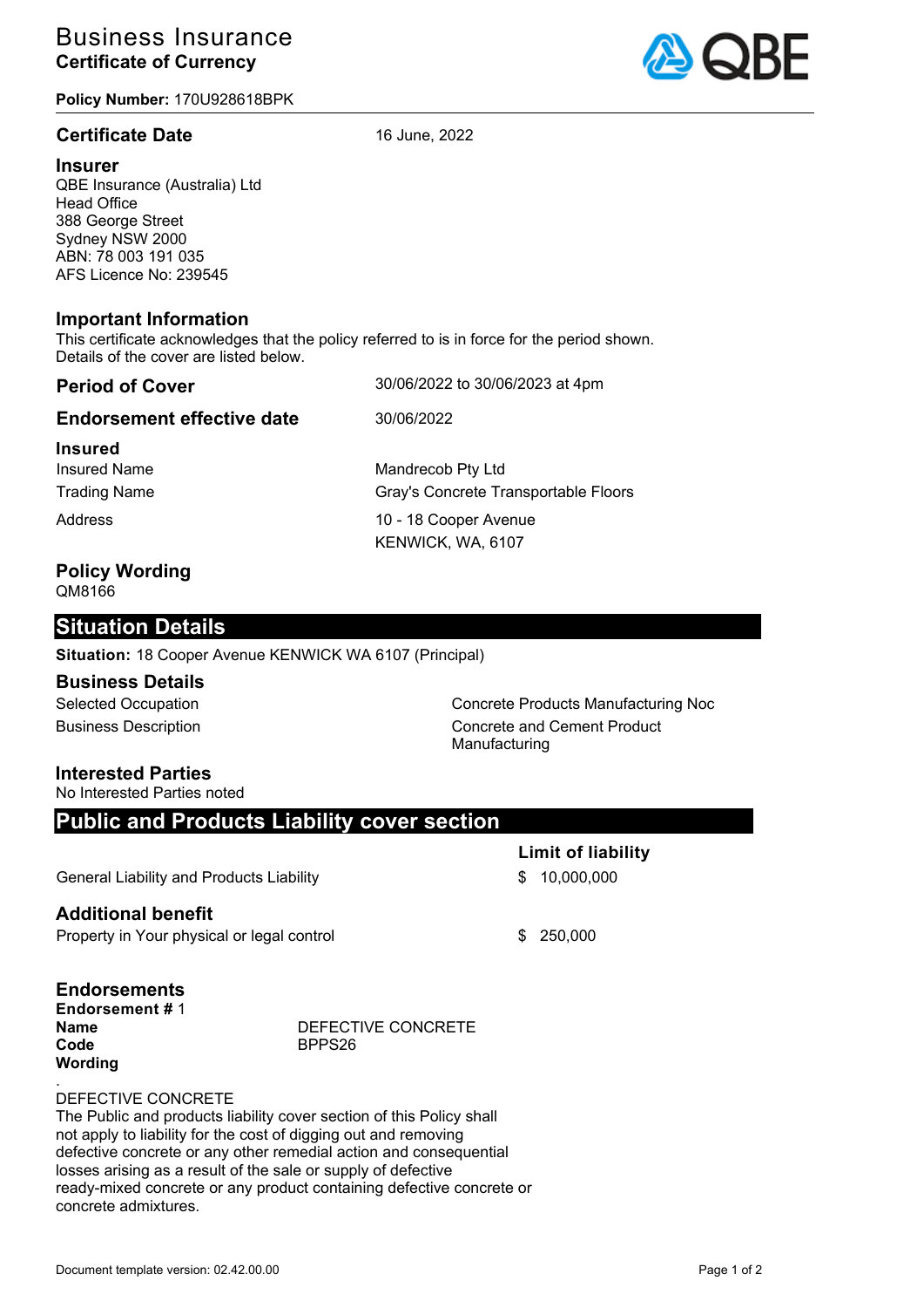# Business Insurance
**Certificate of Currency**

**Policy Number:** 170U928618BPK

| | |
|---|---|
| **Certificate Date** | 16 June, 2022 |

**Insurer**
QBE Insurance (Australia) Ltd
Head Office
388 George Street
Sydney NSW 2000
ABN: 78 003 191 035
AFS Licence No: 239545

## Important Information

This certificate acknowledges that the policy referred to is in force for the period shown.
Details of the cover are listed below.

| | |
|---|---|
| **Period of Cover** | 30/06/2022 to 30/06/2023 at 4pm |
| **Endorsement effective date** | 30/06/2022 |

**Insured**

| | |
|---|---|
| Insured Name | Mandrecob Pty Ltd |
| Trading Name | Gray's Concrete Transportable Floors |
| Address | 10 - 18 Cooper Avenue KENWICK, WA, 6107 |

**Policy Wording**
QM8166

## Situation Details

**Situation:** 18 Cooper Avenue KENWICK WA 6107 (Principal)

**Business Details**

| | |
|---|---|
| Selected Occupation | Concrete Products Manufacturing Noc |
| Business Description | Concrete and Cement Product Manufacturing |

**Interested Parties**
No Interested Parties noted

## Public and Products Liability cover section

| | Limit of liability |
|---|---|
| General Liability and Products Liability | $ 10,000,000 |

**Additional benefit**

| | |
|---|---|
| Property in Your physical or legal control | $ 250,000 |

**Endorsements**

**Endorsement #** 1
**Name** DEFECTIVE CONCRETE
**Code** BPPS26
**Wording**

.
DEFECTIVE CONCRETE
The Public and products liability cover section of this Policy shall not apply to liability for the cost of digging out and removing defective concrete or any other remedial action and consequential losses arising as a result of the sale or supply of defective ready-mixed concrete or any product containing defective concrete or concrete admixtures.

Document template version: 02.42.00.00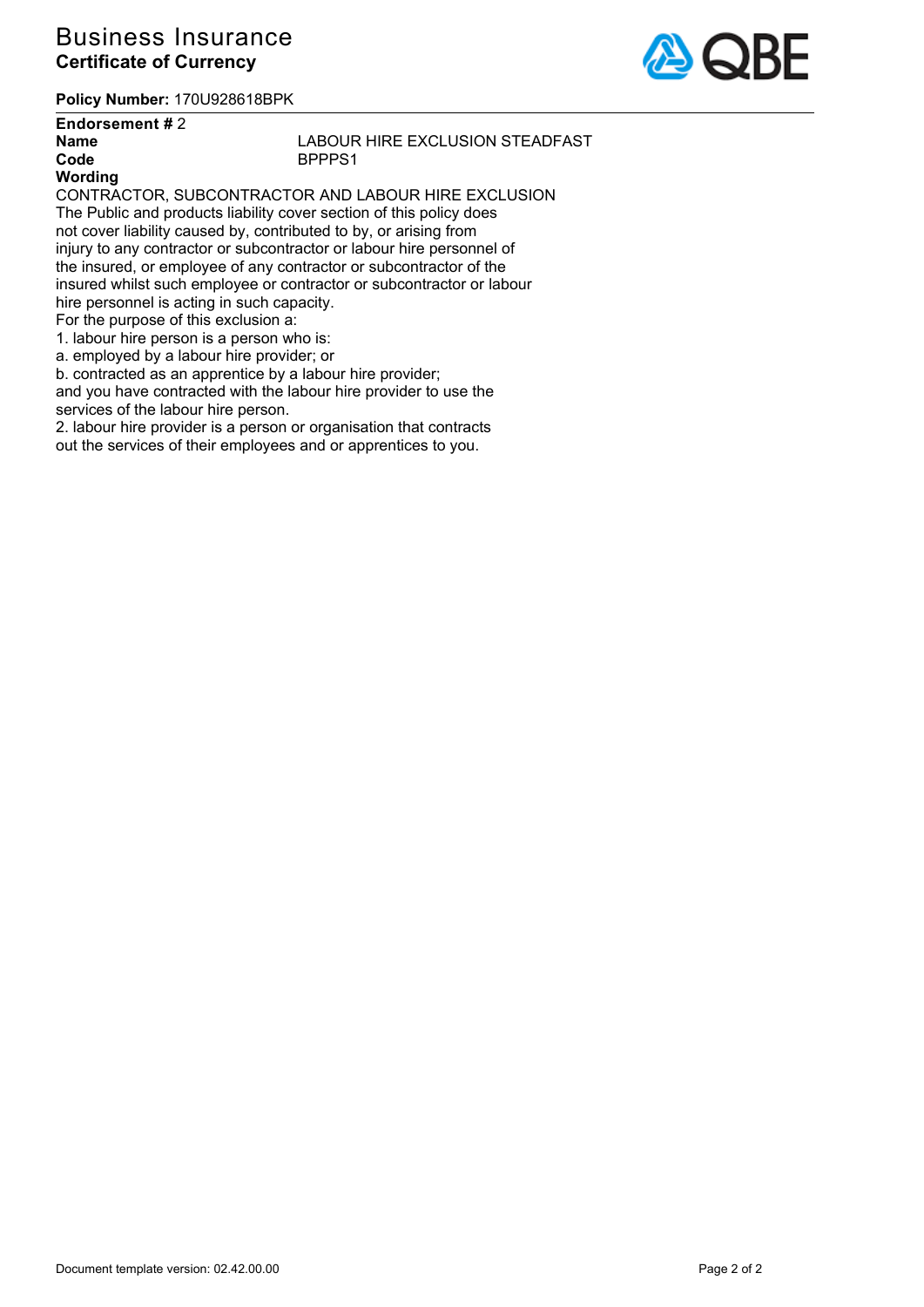# Business Insurance
**Certificate of Currency**

**Policy Number:** 170U928618BPK

---

**Endorsement #** 2

| | |
|---|---|
| **Name** | LABOUR HIRE EXCLUSION STEADFAST |
| **Code** | BPPPS1 |

**Wording**

CONTRACTOR, SUBCONTRACTOR AND LABOUR HIRE EXCLUSION
The Public and products liability cover section of this policy does not cover liability caused by, contributed to by, or arising from injury to any contractor or subcontractor or labour hire personnel of the insured, or employee of any contractor or subcontractor of the insured whilst such employee or contractor or subcontractor or labour hire personnel is acting in such capacity.
For the purpose of this exclusion a:
1. labour hire person is a person who is:
a. employed by a labour hire provider; or
b. contracted as an apprentice by a labour hire provider;
and you have contracted with the labour hire provider to use the services of the labour hire person.
2. labour hire provider is a person or organisation that contracts out the services of their employees and or apprentices to you.

Document template version: 02.42.00.00